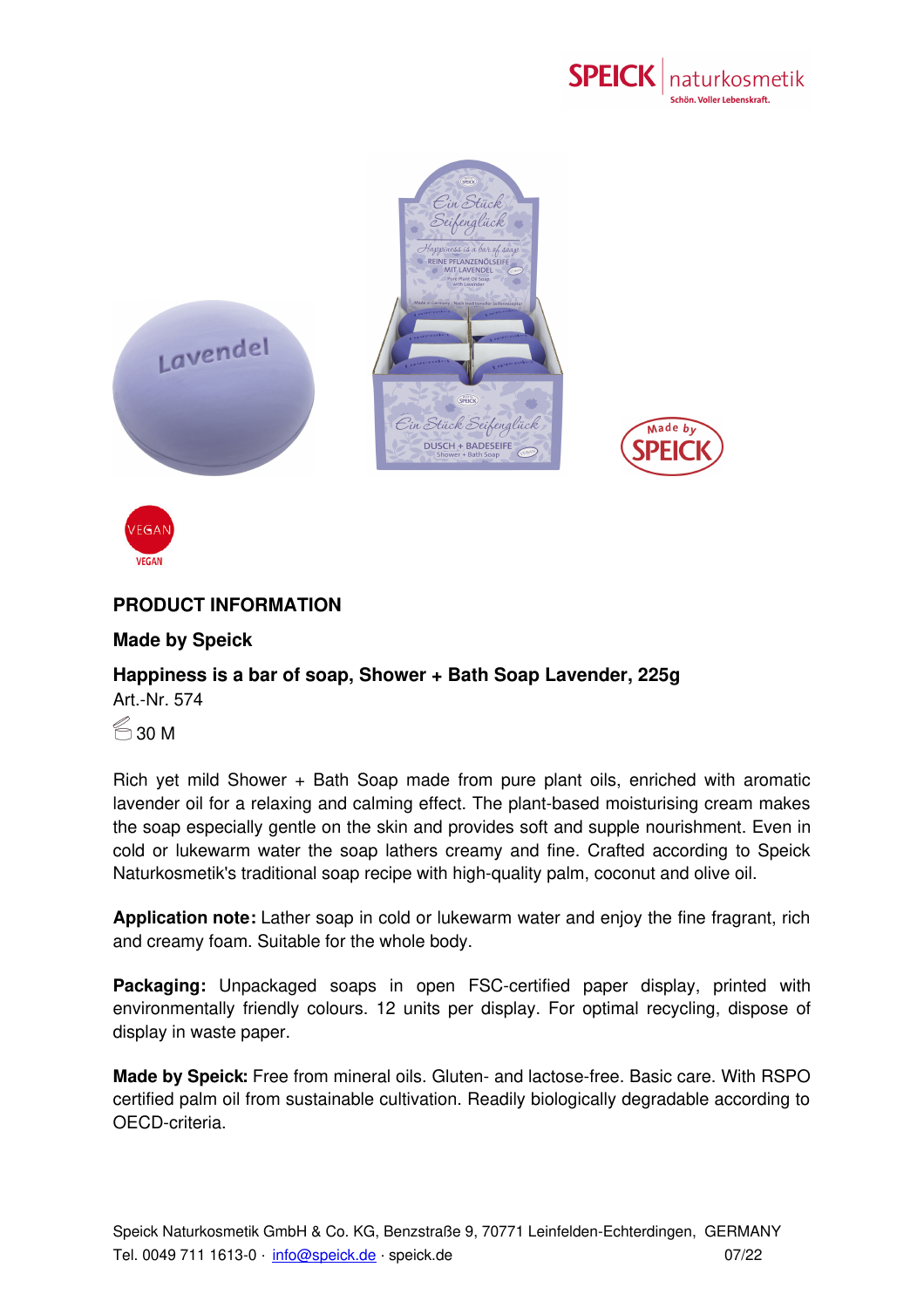## PRODUCT INFORMATION

### Made by Speick

### Happiness is a bar of soap, Shower + Bath Soap Lavender, 225g

Art.-Nr. 574

30 M

Rich yet mild Shower + Bath Soap made from pure plant oils, enriched with aromatic lavender oil for a relaxing and calming effect. The plant-based moisturising cream makes the soap especially gentle on the skin and provides soft and supple nourishment. Even in cold or lukewarm water the soap lathers creamy and fine. Crafted according to Speick Naturkosmetik's traditional soap recipe with high-quality palm, coconut and olive oil.

**Application note:** Lather soap in cold or lukewarm water and enjoy the fine fragrant, rich and creamy foam. Suitable for the whole body.

**Packaging:** Unpackaged soaps in open FSC-certified paper display, printed with environmentally friendly colours. 12 units per display. For optimal recycling, dispose of display in waste paper.

**Made by Speick:** Free from mineral oils. Gluten- and lactose-free. Basic care. With RSPO certified palm oil from sustainable cultivation. Readily biologically degradable according to OECD-criteria.

Speick Naturkosmetik GmbH & Co. KG, Benzstraße 9, 70771 Leinfelden-Echterdingen, GERMANY
Tel. 0049 711 1613-0 · info@speick.de · speick.de 07/22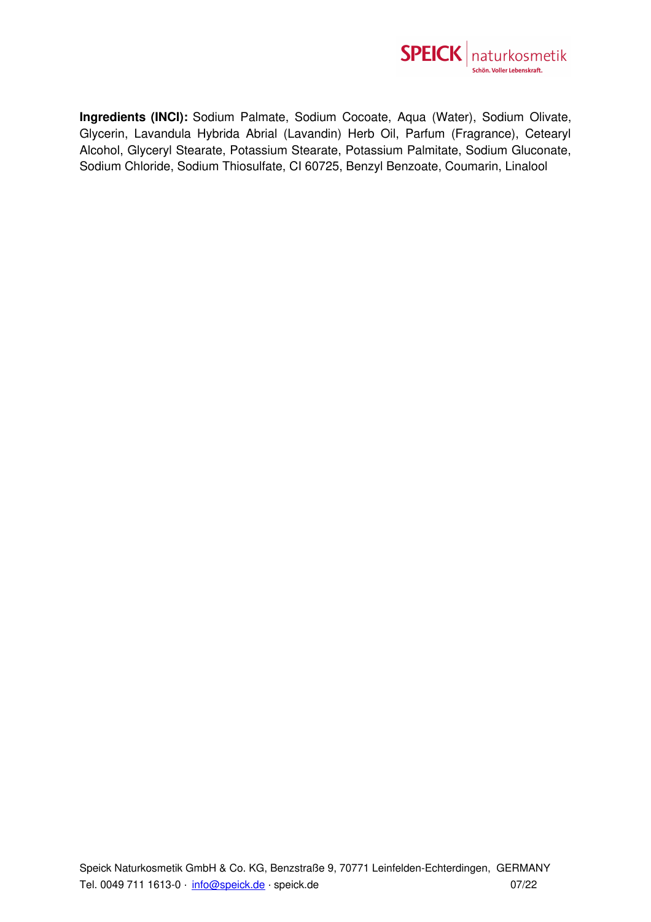**Ingredients (INCI):** Sodium Palmate, Sodium Cocoate, Aqua (Water), Sodium Olivate, Glycerin, Lavandula Hybrida Abrial (Lavandin) Herb Oil, Parfum (Fragrance), Cetearyl Alcohol, Glyceryl Stearate, Potassium Stearate, Potassium Palmitate, Sodium Gluconate, Sodium Chloride, Sodium Thiosulfate, CI 60725, Benzyl Benzoate, Coumarin, Linalool